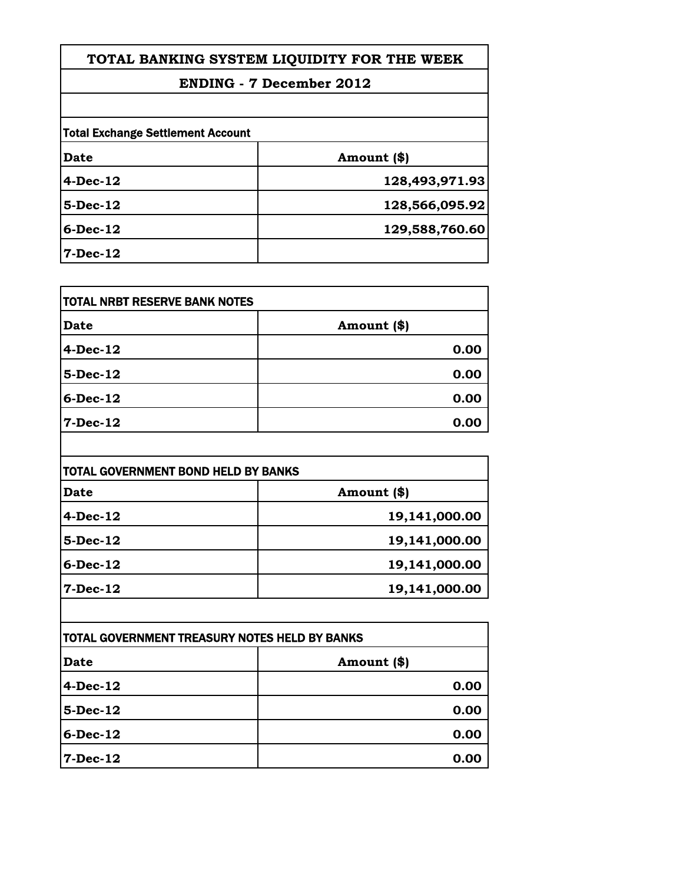# TOTAL BANKING SYSTEM LIQUIDITY FOR THE WEEK

## ENDING - 7 December 2012

**Total Exchange Settlement Account**

| Date | Amount ($) |
|---|---|
| 4-Dec-12 | 128,493,971.93 |
| 5-Dec-12 | 128,566,095.92 |
| 6-Dec-12 | 129,588,760.60 |
| 7-Dec-12 | |

**TOTAL NRBT RESERVE BANK NOTES**

| Date | Amount ($) |
|---|---|
| 4-Dec-12 | 0.00 |
| 5-Dec-12 | 0.00 |
| 6-Dec-12 | 0.00 |
| 7-Dec-12 | 0.00 |

**TOTAL GOVERNMENT BOND HELD BY BANKS**

| Date | Amount ($) |
|---|---|
| 4-Dec-12 | 19,141,000.00 |
| 5-Dec-12 | 19,141,000.00 |
| 6-Dec-12 | 19,141,000.00 |
| 7-Dec-12 | 19,141,000.00 |

**TOTAL GOVERNMENT TREASURY NOTES HELD BY BANKS**

| Date | Amount ($) |
|---|---|
| 4-Dec-12 | 0.00 |
| 5-Dec-12 | 0.00 |
| 6-Dec-12 | 0.00 |
| 7-Dec-12 | 0.00 |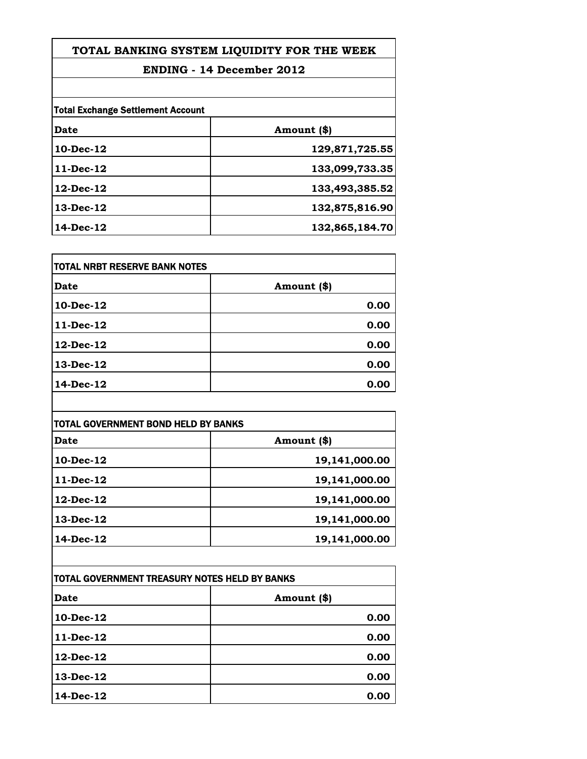# TOTAL BANKING SYSTEM LIQUIDITY FOR THE WEEK

## ENDING - 14 December 2012

**Total Exchange Settlement Account**

| Date | Amount ($) |
|---|---|
| 10-Dec-12 | 129,871,725.55 |
| 11-Dec-12 | 133,099,733.35 |
| 12-Dec-12 | 133,493,385.52 |
| 13-Dec-12 | 132,875,816.90 |
| 14-Dec-12 | 132,865,184.70 |

**TOTAL NRBT RESERVE BANK NOTES**

| Date | Amount ($) |
|---|---|
| 10-Dec-12 | 0.00 |
| 11-Dec-12 | 0.00 |
| 12-Dec-12 | 0.00 |
| 13-Dec-12 | 0.00 |
| 14-Dec-12 | 0.00 |

**TOTAL GOVERNMENT BOND HELD BY BANKS**

| Date | Amount ($) |
|---|---|
| 10-Dec-12 | 19,141,000.00 |
| 11-Dec-12 | 19,141,000.00 |
| 12-Dec-12 | 19,141,000.00 |
| 13-Dec-12 | 19,141,000.00 |
| 14-Dec-12 | 19,141,000.00 |

**TOTAL GOVERNMENT TREASURY NOTES HELD BY BANKS**

| Date | Amount ($) |
|---|---|
| 10-Dec-12 | 0.00 |
| 11-Dec-12 | 0.00 |
| 12-Dec-12 | 0.00 |
| 13-Dec-12 | 0.00 |
| 14-Dec-12 | 0.00 |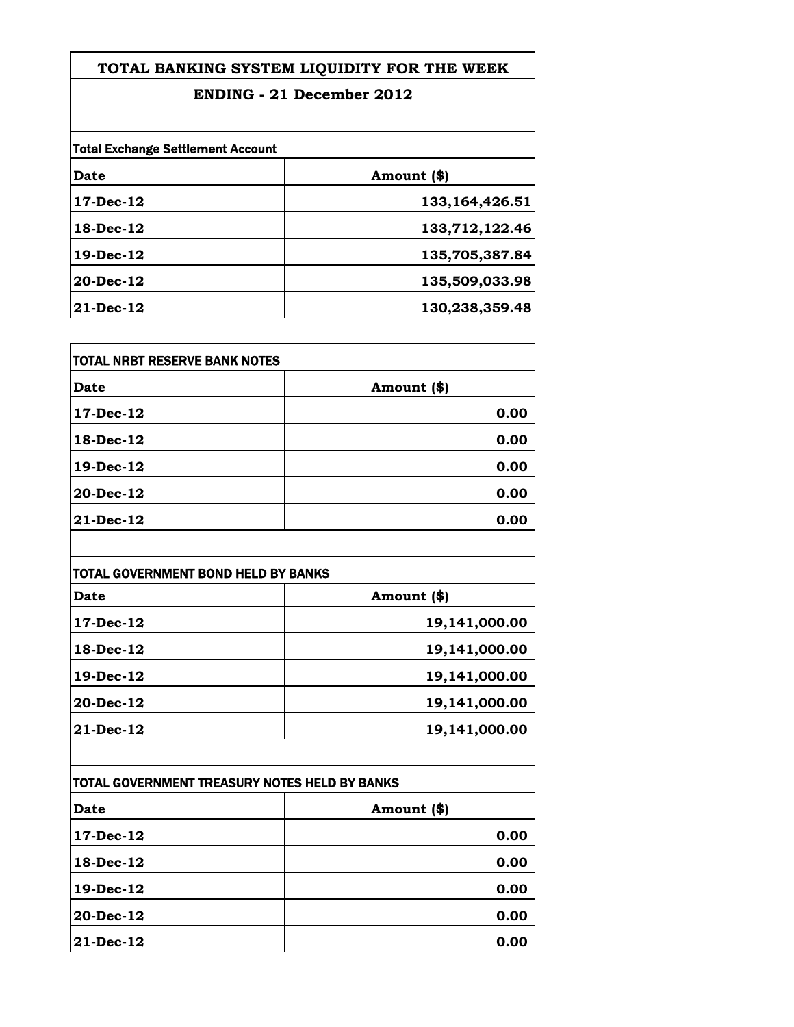# TOTAL BANKING SYSTEM LIQUIDITY FOR THE WEEK

## ENDING - 21 December 2012

**Total Exchange Settlement Account**

| Date | Amount ($) |
|---|---|
| 17-Dec-12 | 133,164,426.51 |
| 18-Dec-12 | 133,712,122.46 |
| 19-Dec-12 | 135,705,387.84 |
| 20-Dec-12 | 135,509,033.98 |
| 21-Dec-12 | 130,238,359.48 |

**TOTAL NRBT RESERVE BANK NOTES**

| Date | Amount ($) |
|---|---|
| 17-Dec-12 | 0.00 |
| 18-Dec-12 | 0.00 |
| 19-Dec-12 | 0.00 |
| 20-Dec-12 | 0.00 |
| 21-Dec-12 | 0.00 |

**TOTAL GOVERNMENT BOND HELD BY BANKS**

| Date | Amount ($) |
|---|---|
| 17-Dec-12 | 19,141,000.00 |
| 18-Dec-12 | 19,141,000.00 |
| 19-Dec-12 | 19,141,000.00 |
| 20-Dec-12 | 19,141,000.00 |
| 21-Dec-12 | 19,141,000.00 |

**TOTAL GOVERNMENT TREASURY NOTES HELD BY BANKS**

| Date | Amount ($) |
|---|---|
| 17-Dec-12 | 0.00 |
| 18-Dec-12 | 0.00 |
| 19-Dec-12 | 0.00 |
| 20-Dec-12 | 0.00 |
| 21-Dec-12 | 0.00 |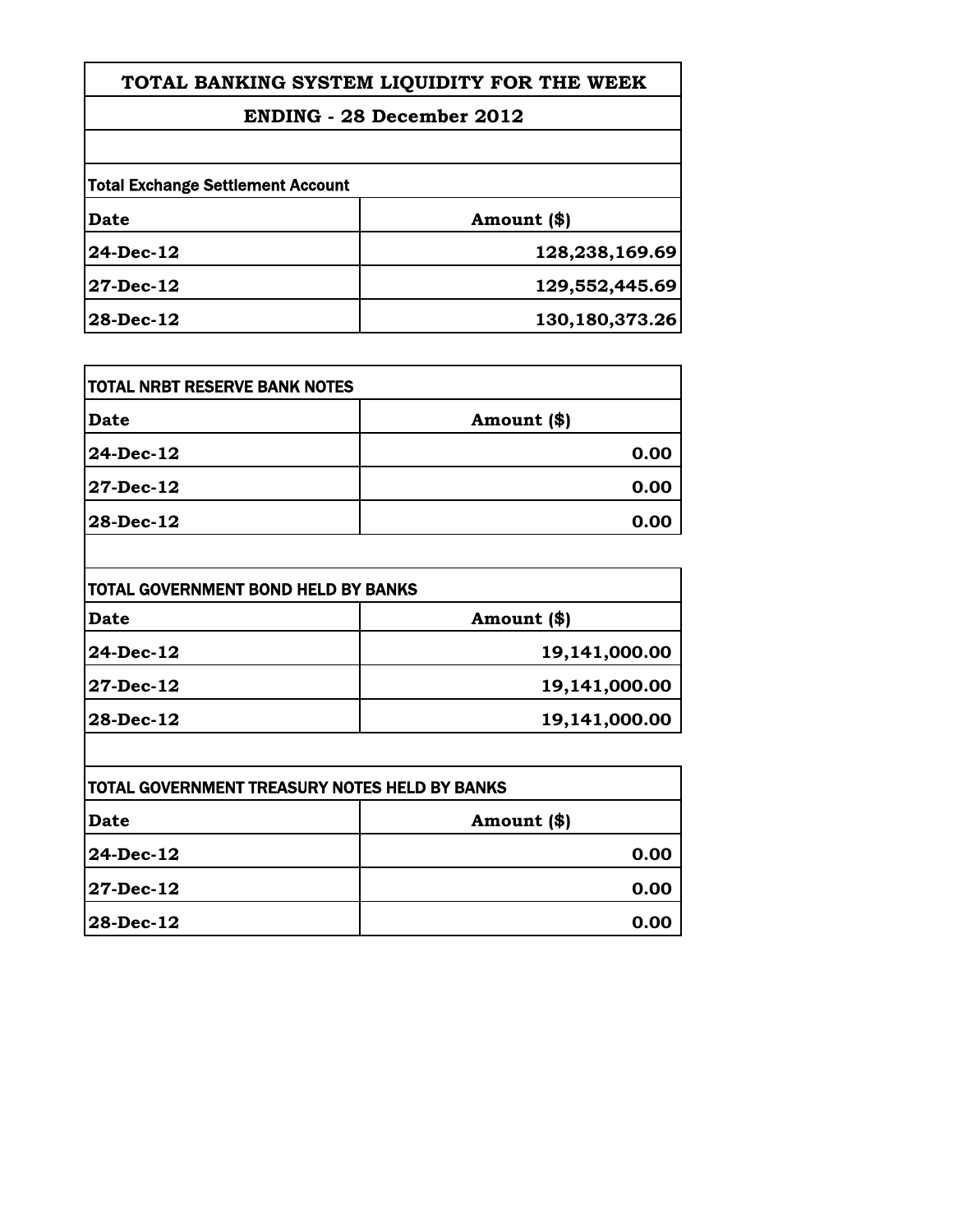# TOTAL BANKING SYSTEM LIQUIDITY FOR THE WEEK

## ENDING - 28 December 2012

**Total Exchange Settlement Account**

| Date | Amount ($) |
|---|---|
| 24-Dec-12 | 128,238,169.69 |
| 27-Dec-12 | 129,552,445.69 |
| 28-Dec-12 | 130,180,373.26 |

**TOTAL NRBT RESERVE BANK NOTES**

| Date | Amount ($) |
|---|---|
| 24-Dec-12 | 0.00 |
| 27-Dec-12 | 0.00 |
| 28-Dec-12 | 0.00 |

**TOTAL GOVERNMENT BOND HELD BY BANKS**

| Date | Amount ($) |
|---|---|
| 24-Dec-12 | 19,141,000.00 |
| 27-Dec-12 | 19,141,000.00 |
| 28-Dec-12 | 19,141,000.00 |

**TOTAL GOVERNMENT TREASURY NOTES HELD BY BANKS**

| Date | Amount ($) |
|---|---|
| 24-Dec-12 | 0.00 |
| 27-Dec-12 | 0.00 |
| 28-Dec-12 | 0.00 |